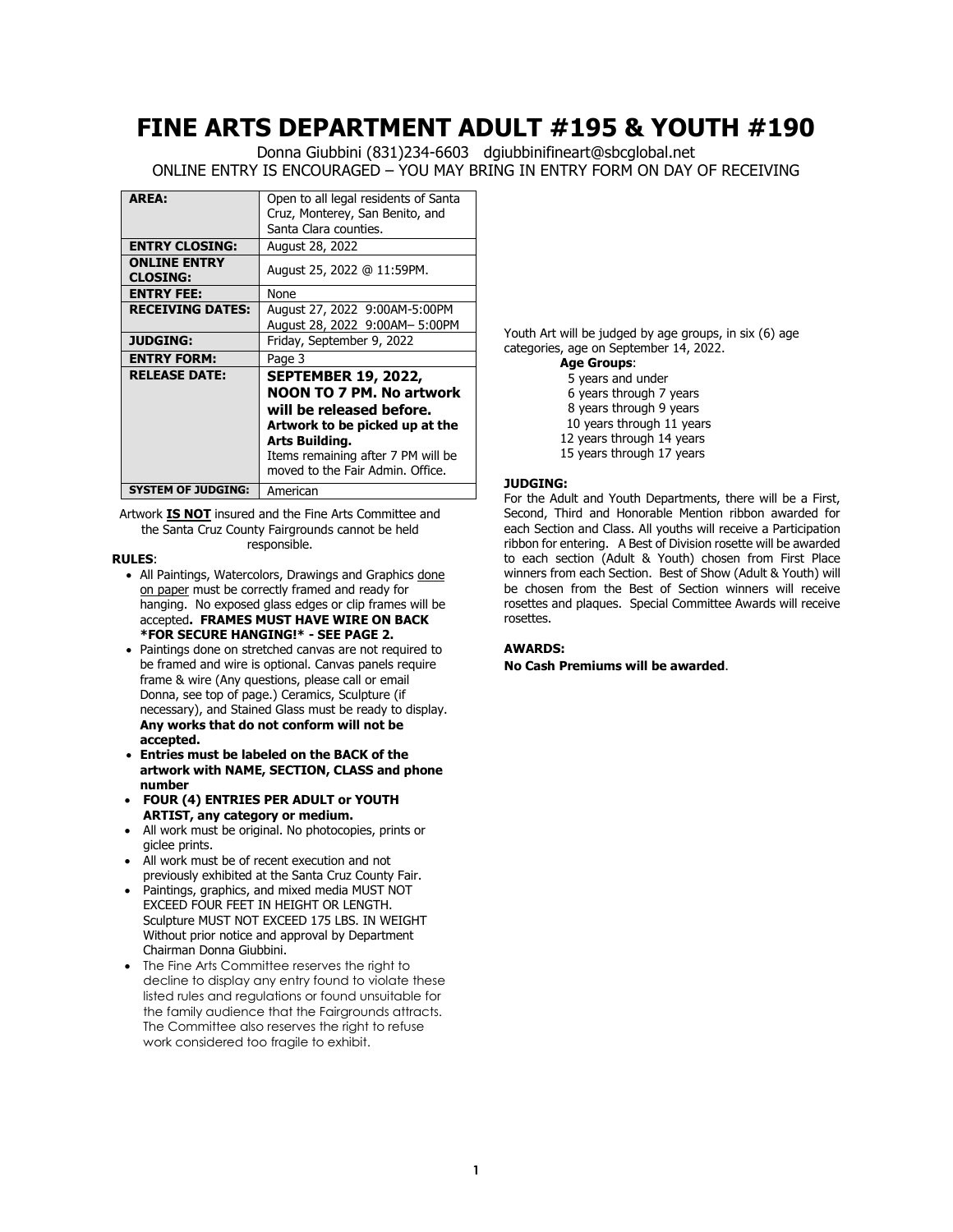# FINE ARTS DEPARTMENT ADULT #195 & YOUTH #190

Donna Giubbini (831)234-6603 dgiubbinifineart@sbcglobal.net

ONLINE ENTRY IS ENCOURAGED – YOU MAY BRING IN ENTRY FORM ON DAY OF RECEIVING

| | |
|---|---|
| **AREA:** | Open to all legal residents of Santa Cruz, Monterey, San Benito, and Santa Clara counties. |
| **ENTRY CLOSING:** | August 28, 2022 |
| **ONLINE ENTRY CLOSING:** | August 25, 2022 @ 11:59PM. |
| **ENTRY FEE:** | None |
| **RECEIVING DATES:** | August 27, 2022 9:00AM-5:00PM<br>August 28, 2022 9:00AM– 5:00PM |
| **JUDGING:** | Friday, September 9, 2022 |
| **ENTRY FORM:** | Page 3 |
| **RELEASE DATE:** | **SEPTEMBER 19, 2022, NOON TO 7 PM. No artwork will be released before. Artwork to be picked up at the Arts Building.** Items remaining after 7 PM will be moved to the Fair Admin. Office. |
| **SYSTEM OF JUDGING:** | American |

Artwork **IS NOT** insured and the Fine Arts Committee and the Santa Cruz County Fairgrounds cannot be held responsible.

**RULES**:

- All Paintings, Watercolors, Drawings and Graphics done on paper must be correctly framed and ready for hanging. No exposed glass edges or clip frames will be accepted**. FRAMES MUST HAVE WIRE ON BACK *FOR SECURE HANGING!* - SEE PAGE 2.**
- Paintings done on stretched canvas are not required to be framed and wire is optional. Canvas panels require frame & wire (Any questions, please call or email Donna, see top of page.) Ceramics, Sculpture (if necessary), and Stained Glass must be ready to display. **Any works that do not conform will not be accepted.**
- **Entries must be labeled on the BACK of the artwork with NAME, SECTION, CLASS and phone number**
- **FOUR (4) ENTRIES PER ADULT or YOUTH ARTIST, any category or medium.**
- All work must be original. No photocopies, prints or giclee prints.
- All work must be of recent execution and not previously exhibited at the Santa Cruz County Fair.
- Paintings, graphics, and mixed media MUST NOT EXCEED FOUR FEET IN HEIGHT OR LENGTH. Sculpture MUST NOT EXCEED 175 LBS. IN WEIGHT Without prior notice and approval by Department Chairman Donna Giubbini.
- The Fine Arts Committee reserves the right to decline to display any entry found to violate these listed rules and regulations or found unsuitable for the family audience that the Fairgrounds attracts. The Committee also reserves the right to refuse work considered too fragile to exhibit.

Youth Art will be judged by age groups, in six (6) age categories, age on September 14, 2022.

**Age Groups**:

- 5 years and under
- 6 years through 7 years
- 8 years through 9 years
- 10 years through 11 years
- 12 years through 14 years
- 15 years through 17 years

**JUDGING:**

For the Adult and Youth Departments, there will be a First, Second, Third and Honorable Mention ribbon awarded for each Section and Class. All youths will receive a Participation ribbon for entering. A Best of Division rosette will be awarded to each section (Adult & Youth) chosen from First Place winners from each Section. Best of Show (Adult & Youth) will be chosen from the Best of Section winners will receive rosettes and plaques. Special Committee Awards will receive rosettes.

**AWARDS:**

**No Cash Premiums will be awarded**.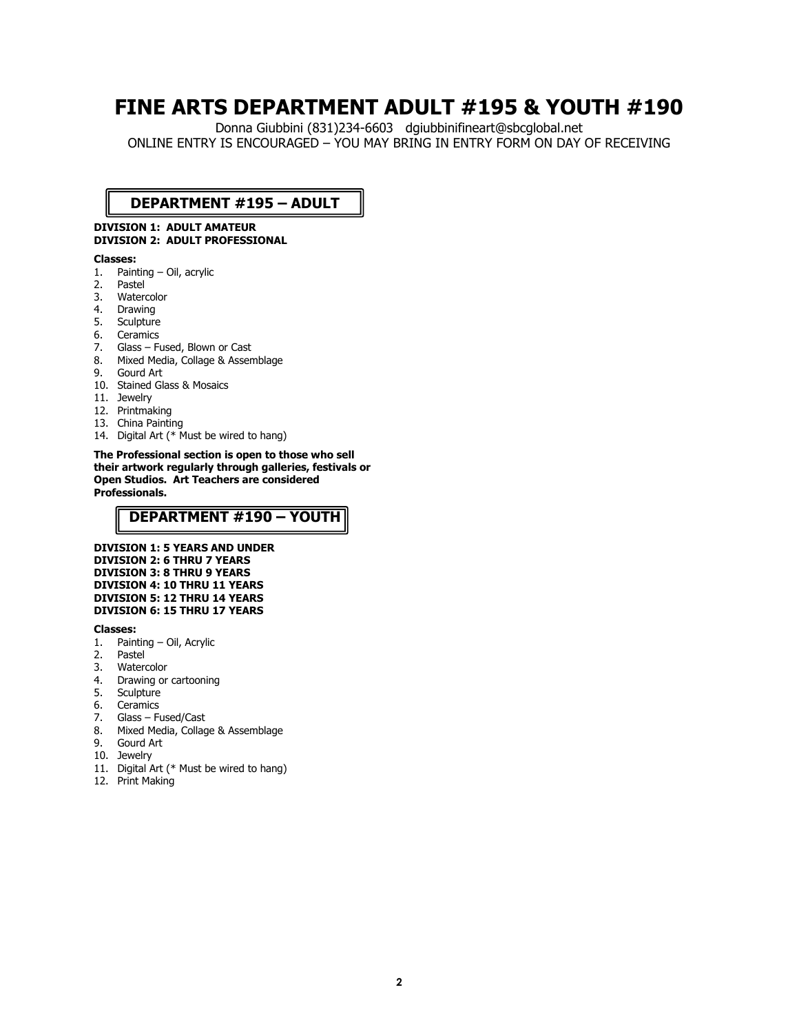# FINE ARTS DEPARTMENT ADULT #195 & YOUTH #190

Donna Giubbini (831)234-6603 dgiubbinifineart@sbcglobal.net

ONLINE ENTRY IS ENCOURAGED – YOU MAY BRING IN ENTRY FORM ON DAY OF RECEIVING

## DEPARTMENT #195 – ADULT

**DIVISION 1: ADULT AMATEUR**
**DIVISION 2: ADULT PROFESSIONAL**

**Classes:**

1. Painting – Oil, acrylic
2. Pastel
3. Watercolor
4. Drawing
5. Sculpture
6. Ceramics
7. Glass – Fused, Blown or Cast
8. Mixed Media, Collage & Assemblage
9. Gourd Art
10. Stained Glass & Mosaics
11. Jewelry
12. Printmaking
13. China Painting
14. Digital Art (* Must be wired to hang)

**The Professional section is open to those who sell their artwork regularly through galleries, festivals or Open Studios. Art Teachers are considered Professionals.**

## DEPARTMENT #190 – YOUTH

**DIVISION 1: 5 YEARS AND UNDER**
**DIVISION 2: 6 THRU 7 YEARS**
**DIVISION 3: 8 THRU 9 YEARS**
**DIVISION 4: 10 THRU 11 YEARS**
**DIVISION 5: 12 THRU 14 YEARS**
**DIVISION 6: 15 THRU 17 YEARS**

**Classes:**

1. Painting – Oil, Acrylic
2. Pastel
3. Watercolor
4. Drawing or cartooning
5. Sculpture
6. Ceramics
7. Glass – Fused/Cast
8. Mixed Media, Collage & Assemblage
9. Gourd Art
10. Jewelry
11. Digital Art (* Must be wired to hang)
12. Print Making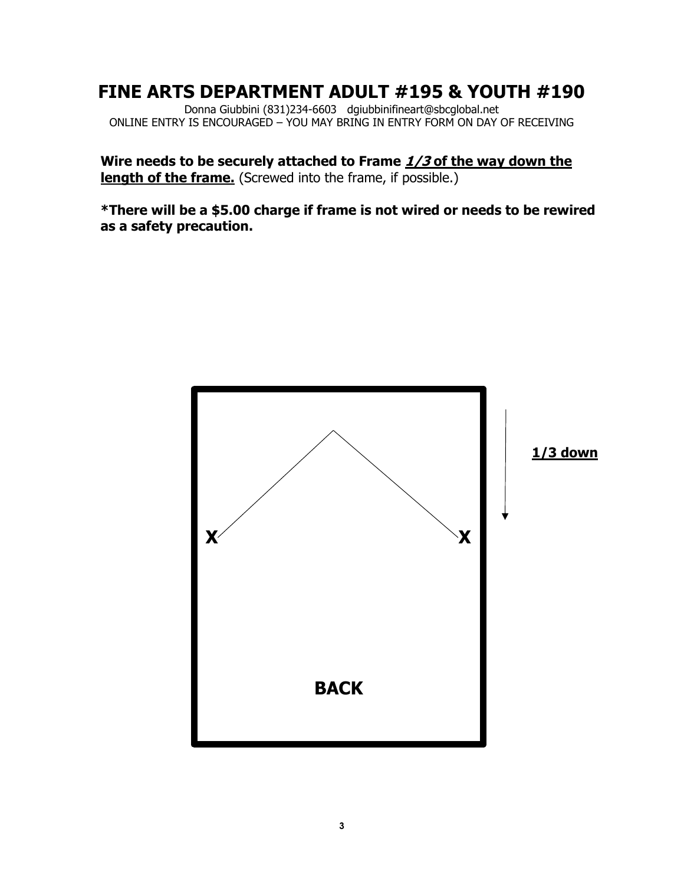# FINE ARTS DEPARTMENT ADULT #195 & YOUTH #190

Donna Giubbini (831)234-6603 dgiubbinifineart@sbcglobal.net

ONLINE ENTRY IS ENCOURAGED – YOU MAY BRING IN ENTRY FORM ON DAY OF RECEIVING

**Wire needs to be securely attached to Frame *1/3* of the way down the length of the frame.** (Screwed into the frame, if possible.)

**\*There will be a $5.00 charge if frame is not wired or needs to be rewired as a safety precaution.**

**1/3 down**

X X

**BACK**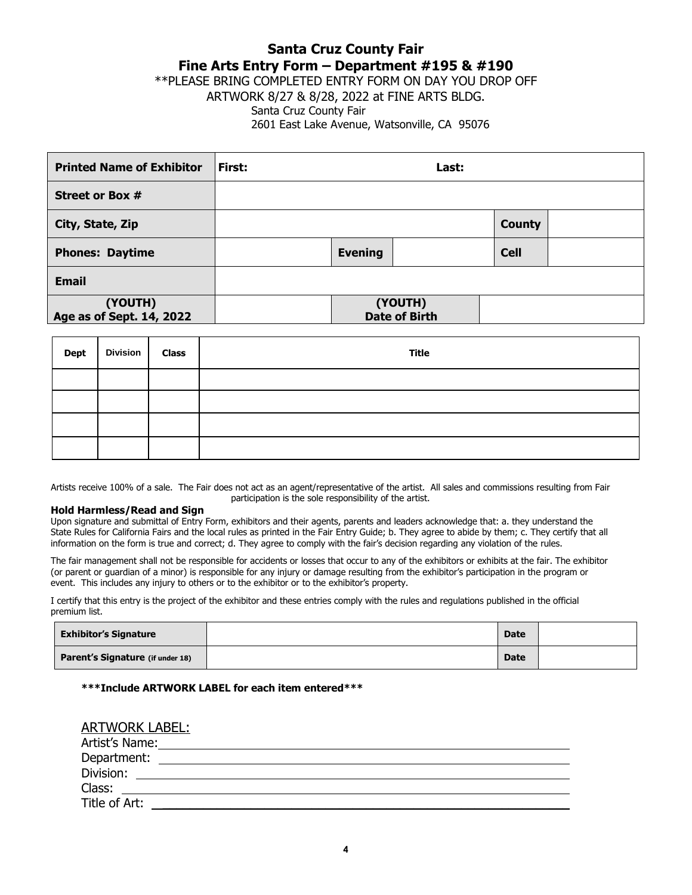# Santa Cruz County Fair

## Fine Arts Entry Form – Department #195 & #190

**PLEASE BRING COMPLETED ENTRY FORM ON DAY YOU DROP OFF ARTWORK 8/27 & 8/28, 2022 at FINE ARTS BLDG.

Santa Cruz County Fair
2601 East Lake Avenue, Watsonville, CA 95076

| **Printed Name of Exhibitor** | **First:** | | **Last:** | | |
|---|---|---|---|---|---|
| **Street or Box #** | | | | | |
| **City, State, Zip** | | | | **County** | |
| **Phones: Daytime** | | **Evening** | | **Cell** | |
| **Email** | | | | | |
| **(YOUTH) Age as of Sept. 14, 2022** | | **(YOUTH) Date of Birth** | | | |

| Dept | Division | Class | Title |
|---|---|---|---|
| | | | |
| | | | |
| | | | |
| | | | |

Artists receive 100% of a sale. The Fair does not act as an agent/representative of the artist. All sales and commissions resulting from Fair participation is the sole responsibility of the artist.

**Hold Harmless/Read and Sign**

Upon signature and submittal of Entry Form, exhibitors and their agents, parents and leaders acknowledge that: a. they understand the State Rules for California Fairs and the local rules as printed in the Fair Entry Guide; b. They agree to abide by them; c. They certify that all information on the form is true and correct; d. They agree to comply with the fair's decision regarding any violation of the rules.

The fair management shall not be responsible for accidents or losses that occur to any of the exhibitors or exhibits at the fair. The exhibitor (or parent or guardian of a minor) is responsible for any injury or damage resulting from the exhibitor's participation in the program or event. This includes any injury to others or to the exhibitor or to the exhibitor's property.

I certify that this entry is the project of the exhibitor and these entries comply with the rules and regulations published in the official premium list.

| **Exhibitor's Signature** | | **Date** | |
|---|---|---|---|
| **Parent's Signature (if under 18)** | | **Date** | |

**\*\*\*Include ARTWORK LABEL for each item entered\*\*\***

ARTWORK LABEL:

Artist's Name: ______________________________

Department: ______________________________

Division: ______________________________

Class: ______________________________

Title of Art: ______________________________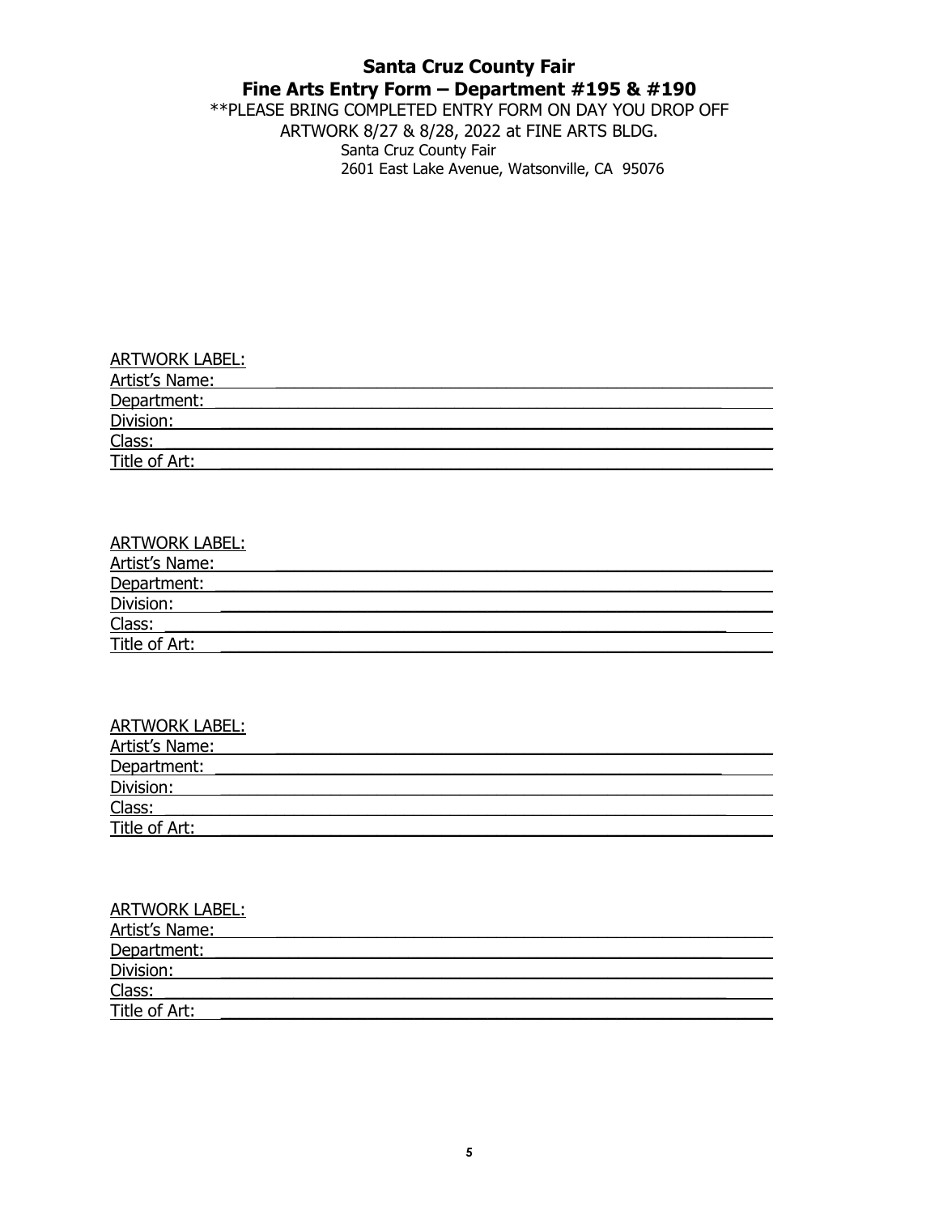# Santa Cruz County Fair

## Fine Arts Entry Form – Department #195 & #190

**PLEASE BRING COMPLETED ENTRY FORM ON DAY YOU DROP OFF ARTWORK 8/27 & 8/28, 2022 at FINE ARTS BLDG.

Santa Cruz County Fair
2601 East Lake Avenue, Watsonville, CA 95076

ARTWORK LABEL:
Artist's Name: ______________________________
Department: ______________________________
Division: ______________________________
Class: ______________________________
Title of Art: ______________________________

ARTWORK LABEL:
Artist's Name: ______________________________
Department: ______________________________
Division: ______________________________
Class: ______________________________
Title of Art: ______________________________

ARTWORK LABEL:
Artist's Name: ______________________________
Department: ______________________________
Division: ______________________________
Class: ______________________________
Title of Art: ______________________________

ARTWORK LABEL:
Artist's Name: ______________________________
Department: ______________________________
Division: ______________________________
Class: ______________________________
Title of Art: ______________________________